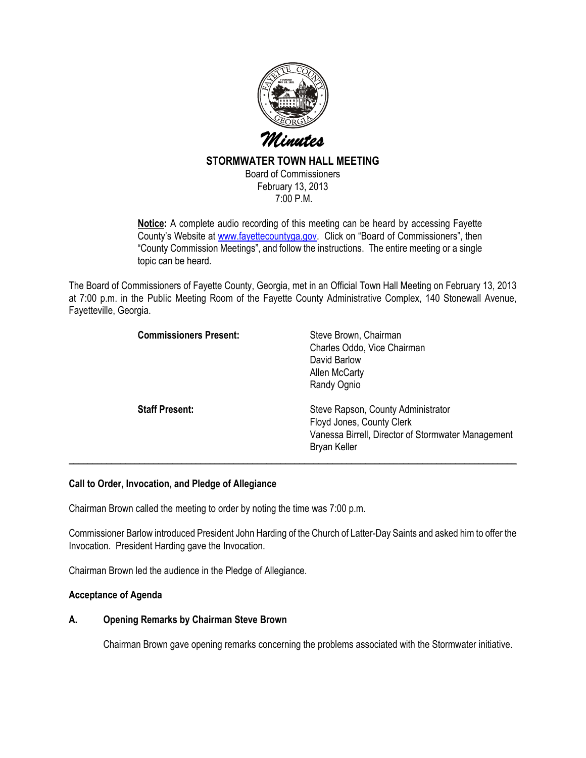*Minutes*

# STORMWATER TOWN HALL MEETING

Board of Commissioners
February 13, 2013
7:00 P.M.

**Notice:** A complete audio recording of this meeting can be heard by accessing Fayette County's Website at www.fayettecountyga.gov. Click on "Board of Commissioners", then "County Commission Meetings", and follow the instructions. The entire meeting or a single topic can be heard.

The Board of Commissioners of Fayette County, Georgia, met in an Official Town Hall Meeting on February 13, 2013 at 7:00 p.m. in the Public Meeting Room of the Fayette County Administrative Complex, 140 Stonewall Avenue, Fayetteville, Georgia.

| | |
|---|---|
| **Commissioners Present:** | Steve Brown, Chairman<br>Charles Oddo, Vice Chairman<br>David Barlow<br>Allen McCarty<br>Randy Ognio |
| **Staff Present:** | Steve Rapson, County Administrator<br>Floyd Jones, County Clerk<br>Vanessa Birrell, Director of Stormwater Management<br>Bryan Keller |

---

### Call to Order, Invocation, and Pledge of Allegiance

Chairman Brown called the meeting to order by noting the time was 7:00 p.m.

Commissioner Barlow introduced President John Harding of the Church of Latter-Day Saints and asked him to offer the Invocation. President Harding gave the Invocation.

Chairman Brown led the audience in the Pledge of Allegiance.

### Acceptance of Agenda

### A. Opening Remarks by Chairman Steve Brown

Chairman Brown gave opening remarks concerning the problems associated with the Stormwater initiative.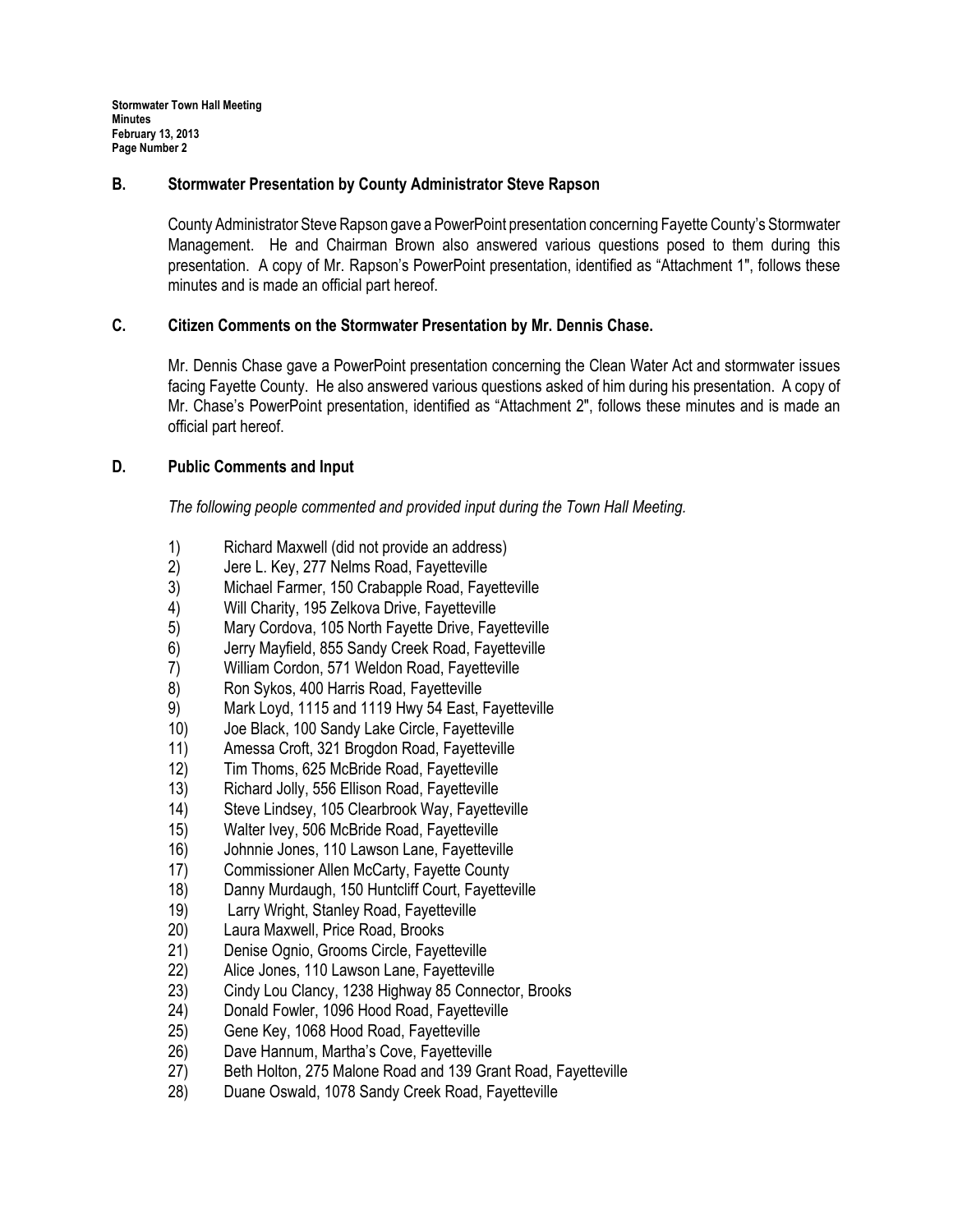## B. Stormwater Presentation by County Administrator Steve Rapson

County Administrator Steve Rapson gave a PowerPoint presentation concerning Fayette County's Stormwater Management. He and Chairman Brown also answered various questions posed to them during this presentation. A copy of Mr. Rapson's PowerPoint presentation, identified as "Attachment 1", follows these minutes and is made an official part hereof.

## C. Citizen Comments on the Stormwater Presentation by Mr. Dennis Chase.

Mr. Dennis Chase gave a PowerPoint presentation concerning the Clean Water Act and stormwater issues facing Fayette County. He also answered various questions asked of him during his presentation. A copy of Mr. Chase's PowerPoint presentation, identified as "Attachment 2", follows these minutes and is made an official part hereof.

## D. Public Comments and Input

*The following people commented and provided input during the Town Hall Meeting.*

1) Richard Maxwell (did not provide an address)
2) Jere L. Key, 277 Nelms Road, Fayetteville
3) Michael Farmer, 150 Crabapple Road, Fayetteville
4) Will Charity, 195 Zelkova Drive, Fayetteville
5) Mary Cordova, 105 North Fayette Drive, Fayetteville
6) Jerry Mayfield, 855 Sandy Creek Road, Fayetteville
7) William Cordon, 571 Weldon Road, Fayetteville
8) Ron Sykos, 400 Harris Road, Fayetteville
9) Mark Loyd, 1115 and 1119 Hwy 54 East, Fayetteville
10) Joe Black, 100 Sandy Lake Circle, Fayetteville
11) Amessa Croft, 321 Brogdon Road, Fayetteville
12) Tim Thoms, 625 McBride Road, Fayetteville
13) Richard Jolly, 556 Ellison Road, Fayetteville
14) Steve Lindsey, 105 Clearbrook Way, Fayetteville
15) Walter Ivey, 506 McBride Road, Fayetteville
16) Johnnie Jones, 110 Lawson Lane, Fayetteville
17) Commissioner Allen McCarty, Fayette County
18) Danny Murdaugh, 150 Huntcliff Court, Fayetteville
19) Larry Wright, Stanley Road, Fayetteville
20) Laura Maxwell, Price Road, Brooks
21) Denise Ognio, Grooms Circle, Fayetteville
22) Alice Jones, 110 Lawson Lane, Fayetteville
23) Cindy Lou Clancy, 1238 Highway 85 Connector, Brooks
24) Donald Fowler, 1096 Hood Road, Fayetteville
25) Gene Key, 1068 Hood Road, Fayetteville
26) Dave Hannum, Martha's Cove, Fayetteville
27) Beth Holton, 275 Malone Road and 139 Grant Road, Fayetteville
28) Duane Oswald, 1078 Sandy Creek Road, Fayetteville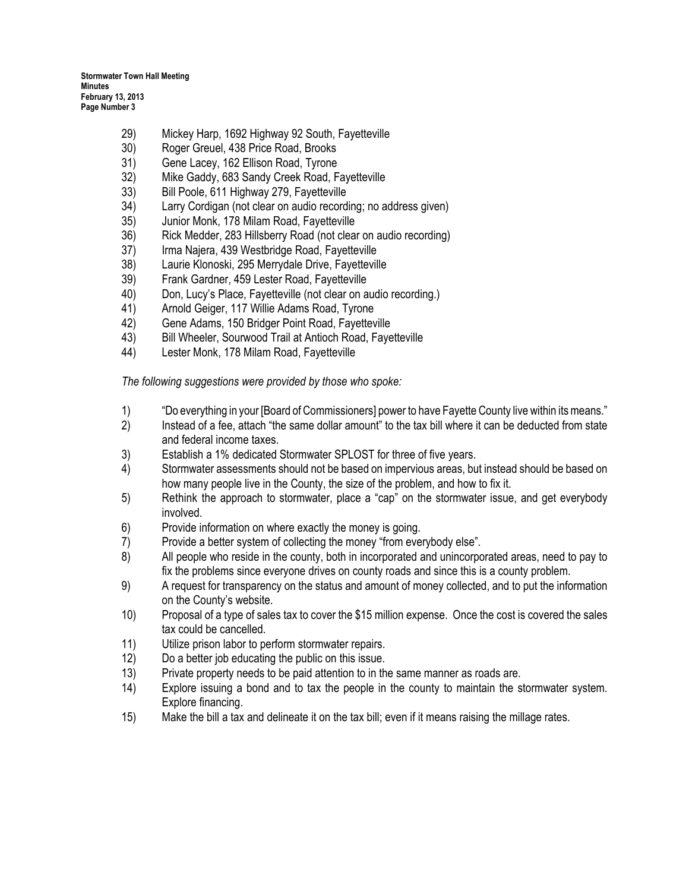29) Mickey Harp, 1692 Highway 92 South, Fayetteville
30) Roger Greuel, 438 Price Road, Brooks
31) Gene Lacey, 162 Ellison Road, Tyrone
32) Mike Gaddy, 683 Sandy Creek Road, Fayetteville
33) Bill Poole, 611 Highway 279, Fayetteville
34) Larry Cordigan (not clear on audio recording; no address given)
35) Junior Monk, 178 Milam Road, Fayetteville
36) Rick Medder, 283 Hillsberry Road (not clear on audio recording)
37) Irma Najera, 439 Westbridge Road, Fayetteville
38) Laurie Klonoski, 295 Merrydale Drive, Fayetteville
39) Frank Gardner, 459 Lester Road, Fayetteville
40) Don, Lucy's Place, Fayetteville (not clear on audio recording.)
41) Arnold Geiger, 117 Willie Adams Road, Tyrone
42) Gene Adams, 150 Bridger Point Road, Fayetteville
43) Bill Wheeler, Sourwood Trail at Antioch Road, Fayetteville
44) Lester Monk, 178 Milam Road, Fayetteville

*The following suggestions were provided by those who spoke:*

1) "Do everything in your [Board of Commissioners] power to have Fayette County live within its means."
2) Instead of a fee, attach "the same dollar amount" to the tax bill where it can be deducted from state and federal income taxes.
3) Establish a 1% dedicated Stormwater SPLOST for three of five years.
4) Stormwater assessments should not be based on impervious areas, but instead should be based on how many people live in the County, the size of the problem, and how to fix it.
5) Rethink the approach to stormwater, place a "cap" on the stormwater issue, and get everybody involved.
6) Provide information on where exactly the money is going.
7) Provide a better system of collecting the money "from everybody else".
8) All people who reside in the county, both in incorporated and unincorporated areas, need to pay to fix the problems since everyone drives on county roads and since this is a county problem.
9) A request for transparency on the status and amount of money collected, and to put the information on the County's website.
10) Proposal of a type of sales tax to cover the $15 million expense. Once the cost is covered the sales tax could be cancelled.
11) Utilize prison labor to perform stormwater repairs.
12) Do a better job educating the public on this issue.
13) Private property needs to be paid attention to in the same manner as roads are.
14) Explore issuing a bond and to tax the people in the county to maintain the stormwater system. Explore financing.
15) Make the bill a tax and delineate it on the tax bill; even if it means raising the millage rates.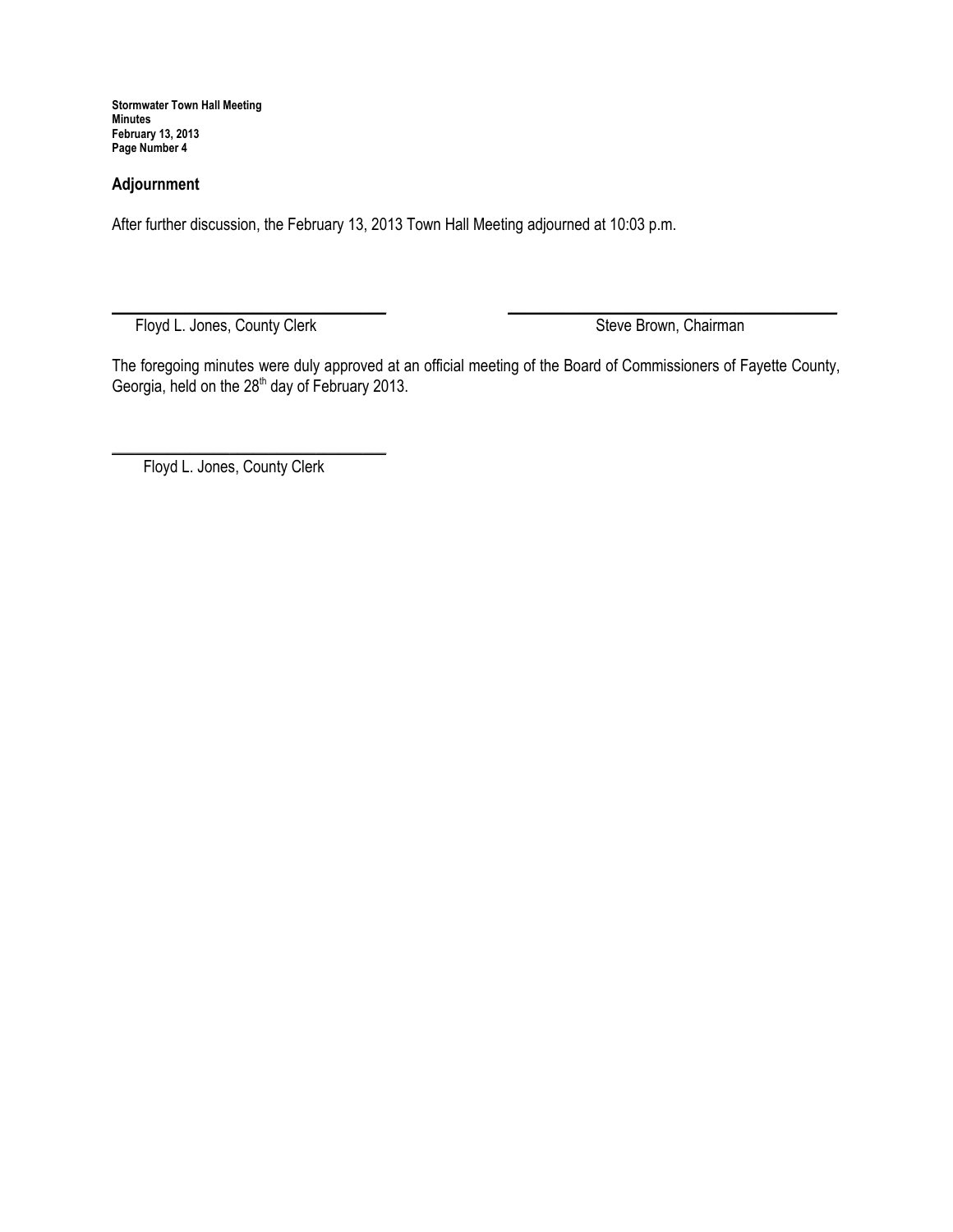## Adjournment

After further discussion, the February 13, 2013 Town Hall Meeting adjourned at 10:03 p.m.

Floyd L. Jones, County Clerk

Steve Brown, Chairman

The foregoing minutes were duly approved at an official meeting of the Board of Commissioners of Fayette County, Georgia, held on the 28th day of February 2013.

Floyd L. Jones, County Clerk